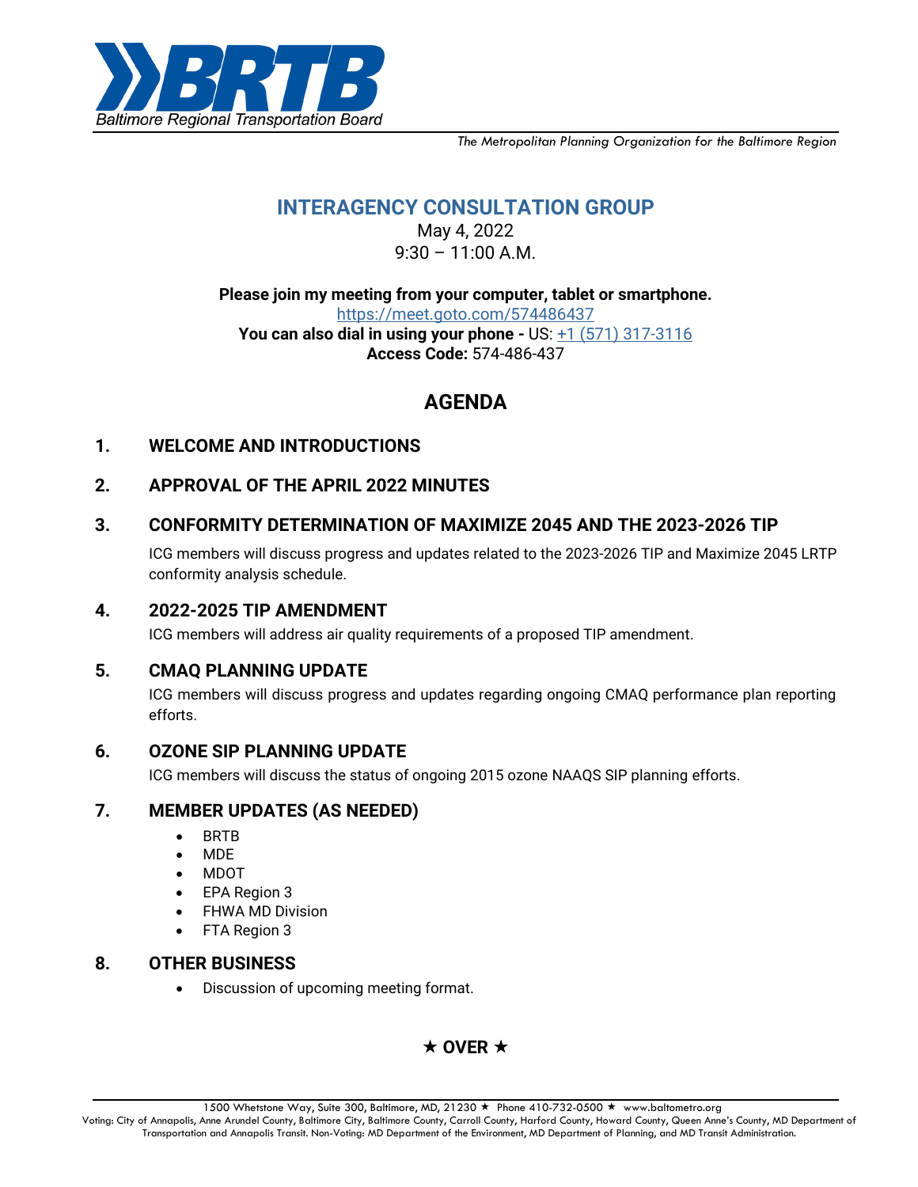**Baltimore Regional Transportation Board**

*The Metropolitan Planning Organization for the Baltimore Region*

# INTERAGENCY CONSULTATION GROUP

May 4, 2022
9:30 – 11:00 A.M.

**Please join my meeting from your computer, tablet or smartphone.**
https://meet.goto.com/574486437
**You can also dial in using your phone -** US: +1 (571) 317-3116
**Access Code:** 574-486-437

## AGENDA

### 1. WELCOME AND INTRODUCTIONS

### 2. APPROVAL OF THE APRIL 2022 MINUTES

### 3. CONFORMITY DETERMINATION OF MAXIMIZE 2045 AND THE 2023-2026 TIP

ICG members will discuss progress and updates related to the 2023-2026 TIP and Maximize 2045 LRTP conformity analysis schedule.

### 4. 2022-2025 TIP AMENDMENT

ICG members will address air quality requirements of a proposed TIP amendment.

### 5. CMAQ PLANNING UPDATE

ICG members will discuss progress and updates regarding ongoing CMAQ performance plan reporting efforts.

### 6. OZONE SIP PLANNING UPDATE

ICG members will discuss the status of ongoing 2015 ozone NAAQS SIP planning efforts.

### 7. MEMBER UPDATES (AS NEEDED)

- BRTB
- MDE
- MDOT
- EPA Region 3
- FHWA MD Division
- FTA Region 3

### 8. OTHER BUSINESS

- Discussion of upcoming meeting format.

**★ OVER ★**

1500 Whetstone Way, Suite 300, Baltimore, MD, 21230 ★ Phone 410-732-0500 ★ www.baltometro.org
Voting: City of Annapolis, Anne Arundel County, Baltimore City, Baltimore County, Carroll County, Harford County, Howard County, Queen Anne's County, MD Department of Transportation and Annapolis Transit. Non-Voting: MD Department of the Environment, MD Department of Planning, and MD Transit Administration.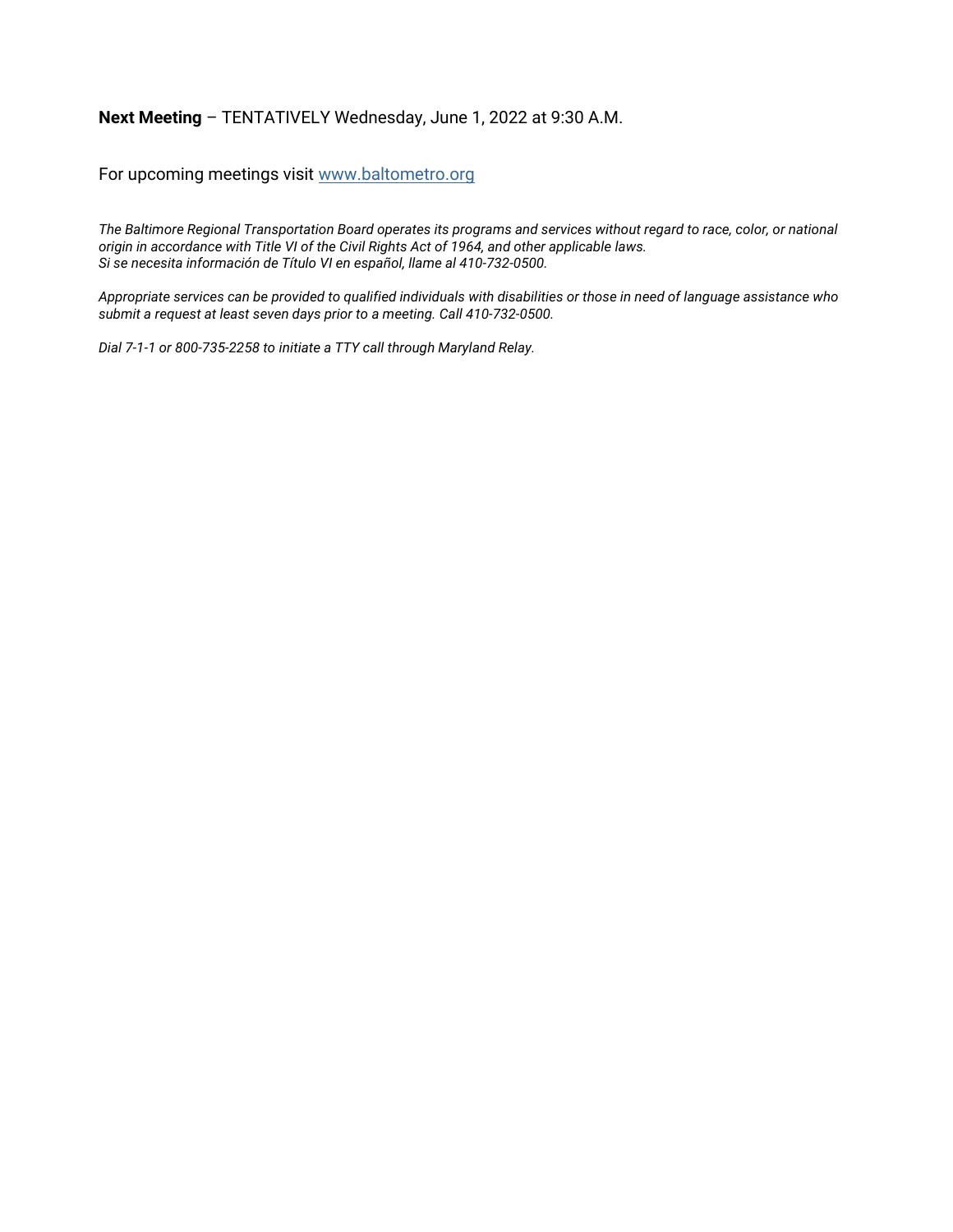**Next Meeting** – TENTATIVELY Wednesday, June 1, 2022 at 9:30 A.M.

For upcoming meetings visit [www.baltometro.org](http://www.baltometro.org)

*The Baltimore Regional Transportation Board operates its programs and services without regard to race, color, or national origin in accordance with Title VI of the Civil Rights Act of 1964, and other applicable laws.*
*Si se necesita información de Título VI en español, llame al 410-732-0500.*

*Appropriate services can be provided to qualified individuals with disabilities or those in need of language assistance who submit a request at least seven days prior to a meeting. Call 410-732-0500.*

*Dial 7-1-1 or 800-735-2258 to initiate a TTY call through Maryland Relay.*